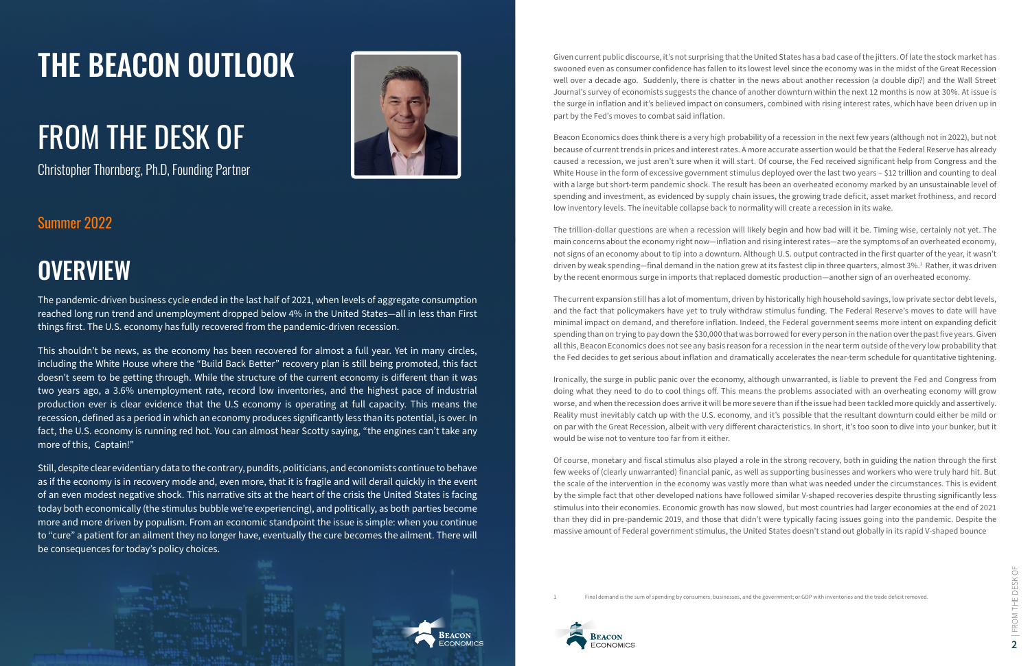# THE BEACON OUTLOOK

# FROM THE DESK OF

Christopher Thornberg, Ph.D, Founding Partner

Summer 2022

## OVERVIEW

The pandemic-driven business cycle ended in the last half of 2021, when levels of aggregate consumption reached long run trend and unemployment dropped below 4% in the United States—all in less than First things first. The U.S. economy has fully recovered from the pandemic-driven recession.

This shouldn't be news, as the economy has been recovered for almost a full year. Yet in many circles, including the White House where the "Build Back Better" recovery plan is still being promoted, this fact doesn't seem to be getting through. While the structure of the current economy is different than it was two years ago, a 3.6% unemployment rate, record low inventories, and the highest pace of industrial production ever is clear evidence that the U.S economy is operating at full capacity. This means the recession, defined as a period in which an economy produces significantly less than its potential, is over. In fact, the U.S. economy is running red hot. You can almost hear Scotty saying, "the engines can't take any more of this, Captain!"

Still, despite clear evidentiary data to the contrary, pundits, politicians, and economists continue to behave as if the economy is in recovery mode and, even more, that it is fragile and will derail quickly in the event of an even modest negative shock. This narrative sits at the heart of the crisis the United States is facing today both economically (the stimulus bubble we're experiencing), and politically, as both parties become more and more driven by populism. From an economic standpoint the issue is simple: when you continue to "cure" a patient for an ailment they no longer have, eventually the cure becomes the ailment. There will be consequences for today's policy choices.

Given current public discourse, it's not surprising that the United States has a bad case of the jitters. Of late the stock market has swooned even as consumer confidence has fallen to its lowest level since the economy was in the midst of the Great Recession well over a decade ago. Suddenly, there is chatter in the news about another recession (a double dip?) and the Wall Street Journal's survey of economists suggests the chance of another downturn within the next 12 months is now at 30%. At issue is the surge in inflation and it's believed impact on consumers, combined with rising interest rates, which have been driven up in part by the Fed's moves to combat said inflation.

Beacon Economics does think there is a very high probability of a recession in the next few years (although not in 2022), but not because of current trends in prices and interest rates. A more accurate assertion would be that the Federal Reserve has already caused a recession, we just aren't sure when it will start. Of course, the Fed received significant help from Congress and the White House in the form of excessive government stimulus deployed over the last two years – $12 trillion and counting to deal with a large but short-term pandemic shock. The result has been an overheated economy marked by an unsustainable level of spending and investment, as evidenced by supply chain issues, the growing trade deficit, asset market frothiness, and record low inventory levels. The inevitable collapse back to normality will create a recession in its wake.

The trillion-dollar questions are when a recession will likely begin and how bad will it be. Timing wise, certainly not yet. The main concerns about the economy right now—inflation and rising interest rates—are the symptoms of an overheated economy, not signs of an economy about to tip into a downturn. Although U.S. output contracted in the first quarter of the year, it wasn't driven by weak spending—final demand in the nation grew at its fastest clip in three quarters, almost 3%.[1] Rather, it was driven by the recent enormous surge in imports that replaced domestic production—another sign of an overheated economy.

The current expansion still has a lot of momentum, driven by historically high household savings, low private sector debt levels, and the fact that policymakers have yet to truly withdraw stimulus funding. The Federal Reserve's moves to date will have minimal impact on demand, and therefore inflation. Indeed, the Federal government seems more intent on expanding deficit spending than on trying to pay down the $30,000 that was borrowed for every person in the nation over the past five years. Given all this, Beacon Economics does not see any basis reason for a recession in the near term outside of the very low probability that the Fed decides to get serious about inflation and dramatically accelerates the near-term schedule for quantitative tightening.

Ironically, the surge in public panic over the economy, although unwarranted, is liable to prevent the Fed and Congress from doing what they need to do to cool things off. This means the problems associated with an overheating economy will grow worse, and when the recession does arrive it will be more severe than if the issue had been tackled more quickly and assertively. Reality must inevitably catch up with the U.S. economy, and it's possible that the resultant downturn could either be mild or on par with the Great Recession, albeit with very different characteristics. In short, it's too soon to dive into your bunker, but it would be wise not to venture too far from it either.

Of course, monetary and fiscal stimulus also played a role in the strong recovery, both in guiding the nation through the first few weeks of (clearly unwarranted) financial panic, as well as supporting businesses and workers who were truly hard hit. But the scale of the intervention in the economy was vastly more than what was needed under the circumstances. This is evident by the simple fact that other developed nations have followed similar V-shaped recoveries despite thrusting significantly less stimulus into their economies. Economic growth has now slowed, but most countries had larger economies at the end of 2021 than they did in pre-pandemic 2019, and those that didn't were typically facing issues going into the pandemic. Despite the massive amount of Federal government stimulus, the United States doesn't stand out globally in its rapid V-shaped bounce

1 Final demand is the sum of spending by consumers, businesses, and the government; or GDP with inventories and the trade deficit removed.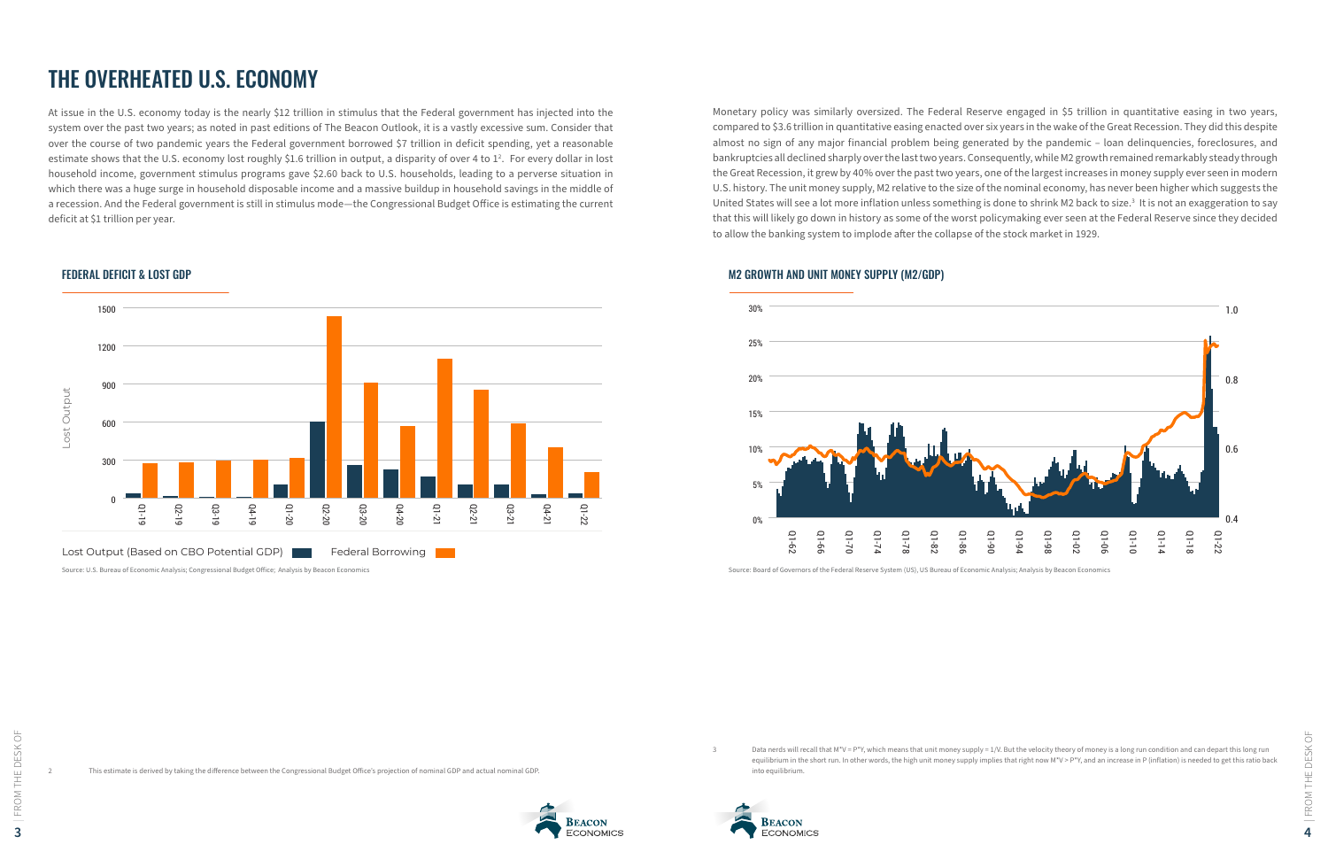# THE OVERHEATED U.S. ECONOMY

At issue in the U.S. economy today is the nearly $12 trillion in stimulus that the Federal government has injected into the system over the past two years; as noted in past editions of The Beacon Outlook, it is a vastly excessive sum. Consider that over the course of two pandemic years the Federal government borrowed $7 trillion in deficit spending, yet a reasonable estimate shows that the U.S. economy lost roughly $1.6 trillion in output, a disparity of over 4 to 1[2]. For every dollar in lost household income, government stimulus programs gave $2.60 back to U.S. households, leading to a perverse situation in which there was a huge surge in household disposable income and a massive buildup in household savings in the middle of a recession. And the Federal government is still in stimulus mode—the Congressional Budget Office is estimating the current deficit at $1 trillion per year.

### FEDERAL DEFICIT & LOST GDP

Lost Output (Based on CBO Potential GDP) | Federal Borrowing

Source: U.S. Bureau of Economic Analysis; Congressional Budget Office; Analysis by Beacon Economics

Monetary policy was similarly oversized. The Federal Reserve engaged in $5 trillion in quantitative easing in two years, compared to $3.6 trillion in quantitative easing enacted over six years in the wake of the Great Recession. They did this despite almost no sign of any major financial problem being generated by the pandemic – loan delinquencies, foreclosures, and bankruptcies all declined sharply over the last two years. Consequently, while M2 growth remained remarkably steady through the Great Recession, it grew by 40% over the past two years, one of the largest increases in money supply ever seen in modern U.S. history. The unit money supply, M2 relative to the size of the nominal economy, has never been higher which suggests the United States will see a lot more inflation unless something is done to shrink M2 back to size.[3] It is not an exaggeration to say that this will likely go down in history as some of the worst policymaking ever seen at the Federal Reserve since they decided to allow the banking system to implode after the collapse of the stock market in 1929.

### M2 GROWTH AND UNIT MONEY SUPPLY (M2/GDP)

Source: Board of Governors of the Federal Reserve System (US), US Bureau of Economic Analysis; Analysis by Beacon Economics

---

2 This estimate is derived by taking the difference between the Congressional Budget Office's projection of nominal GDP and actual nominal GDP.

3 Data nerds will recall that M*V = P*Y, which means that unit money supply = 1/V. But the velocity theory of money is a long run condition and can depart this long run equilibrium in the short run. In other words, the high unit money supply implies that right now M*V > P*Y, and an increase in P (inflation) is needed to get this ratio back into equilibrium.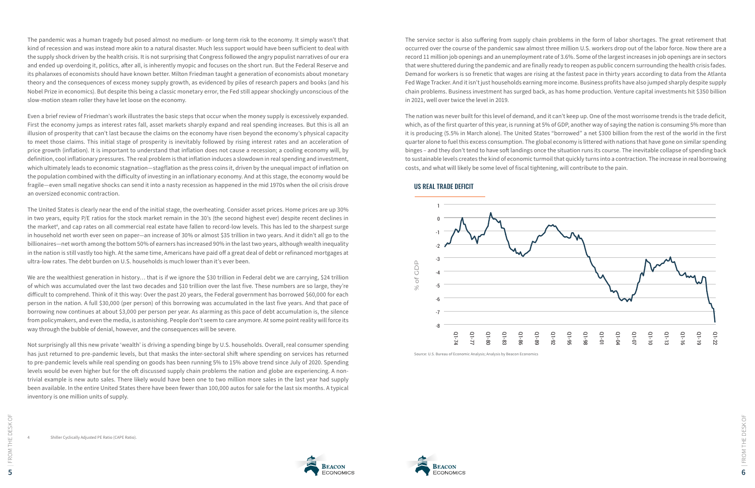The pandemic was a human tragedy but posed almost no medium- or long-term risk to the economy. It simply wasn't that kind of recession and was instead more akin to a natural disaster. Much less support would have been sufficient to deal with the supply shock driven by the health crisis. It is not surprising that Congress followed the angry populist narratives of our era and ended up overdoing it, politics, after all, is inherently myopic and focuses on the short run. But the Federal Reserve and its phalanxes of economists should have known better. Milton Friedman taught a generation of economists about monetary theory and the consequences of excess money supply growth, as evidenced by piles of research papers and books (and his Nobel Prize in economics). But despite this being a classic monetary error, the Fed still appear shockingly unconscious of the slow-motion steam roller they have let loose on the economy.

Even a brief review of Friedman's work illustrates the basic steps that occur when the money supply is excessively expanded. First the economy jumps as interest rates fall, asset markets sharply expand and real spending increases. But this is all an illusion of prosperity that can't last because the claims on the economy have risen beyond the economy's physical capacity to meet those claims. This initial stage of prosperity is inevitably followed by rising interest rates and an acceleration of price growth (inflation). It is important to understand that inflation does not cause a recession; a cooling economy will, by definition, cool inflationary pressures. The real problem is that inflation induces a slowdown in real spending and investment, which ultimately leads to economic stagnation—stagflation as the press coins it, driven by the unequal impact of inflation on the population combined with the difficulty of investing in an inflationary economy. And at this stage, the economy would be fragile—even small negative shocks can send it into a nasty recession as happened in the mid 1970s when the oil crisis drove an oversized economic contraction.

The United States is clearly near the end of the initial stage, the overheating. Consider asset prices. Home prices are up 30% in two years, equity P/E ratios for the stock market remain in the 30's (the second highest ever) despite recent declines in the market[4], and cap rates on all commercial real estate have fallen to record-low levels. This has led to the sharpest surge in household net worth ever seen on paper—an increase of 30% or almost $35 trillion in two years. And it didn't all go to the billionaires—net worth among the bottom 50% of earners has increased 90% in the last two years, although wealth inequality in the nation is still vastly too high. At the same time, Americans have paid off a great deal of debt or refinanced mortgages at ultra-low rates. The debt burden on U.S. households is much lower than it's ever been.

We are the wealthiest generation in history… that is if we ignore the $30 trillion in Federal debt we are carrying, $24 trillion of which was accumulated over the last two decades and $10 trillion over the last five. These numbers are so large, they're difficult to comprehend. Think of it this way: Over the past 20 years, the Federal government has borrowed $60,000 for each person in the nation. A full $30,000 (per person) of this borrowing was accumulated in the last five years. And that pace of borrowing now continues at about $3,000 per person per year. As alarming as this pace of debt accumulation is, the silence from policymakers, and even the media, is astonishing. People don't seem to care anymore. At some point reality will force its way through the bubble of denial, however, and the consequences will be severe.

Not surprisingly all this new private 'wealth' is driving a spending binge by U.S. households. Overall, real consumer spending has just returned to pre-pandemic levels, but that masks the inter-sectoral shift where spending on services has returned to pre-pandemic levels while real spending on goods has been running 5% to 15% above trend since July of 2020. Spending levels would be even higher but for the oft discussed supply chain problems the nation and globe are experiencing. A non-trivial example is new auto sales. There likely would have been one to two million more sales in the last year had supply been available. In the entire United States there have been fewer than 100,000 autos for sale for the last six months. A typical inventory is one million units of supply.

[4] Shiller Cyclically Adjusted PE Ratio (CAPE Ratio).

The service sector is also suffering from supply chain problems in the form of labor shortages. The great retirement that occurred over the course of the pandemic saw almost three million U.S. workers drop out of the labor force. Now there are a record 11 million job openings and an unemployment rate of 3.6%. Some of the largest increases in job openings are in sectors that were shuttered during the pandemic and are finally ready to reopen as public concern surrounding the health crisis fades. Demand for workers is so frenetic that wages are rising at the fastest pace in thirty years according to data from the Atlanta Fed Wage Tracker. And it isn't just households earning more income. Business profits have also jumped sharply despite supply chain problems. Business investment has surged back, as has home production. Venture capital investments hit $350 billion in 2021, well over twice the level in 2019.

The nation was never built for this level of demand, and it can't keep up. One of the most worrisome trends is the trade deficit, which, as of the first quarter of this year, is running at 5% of GDP, another way of saying the nation is consuming 5% more than it is producing (5.5% in March alone). The United States "borrowed" a net $300 billion from the rest of the world in the first quarter alone to fuel this excess consumption. The global economy is littered with nations that have gone on similar spending binges – and they don't tend to have soft landings once the situation runs its course. The inevitable collapse of spending back to sustainable levels creates the kind of economic turmoil that quickly turns into a contraction. The increase in real borrowing costs, and what will likely be some level of fiscal tightening, will contribute to the pain.

## US REAL TRADE DEFICIT

Source: U.S. Bureau of Economic Analysis; Analysis by Beacon Economics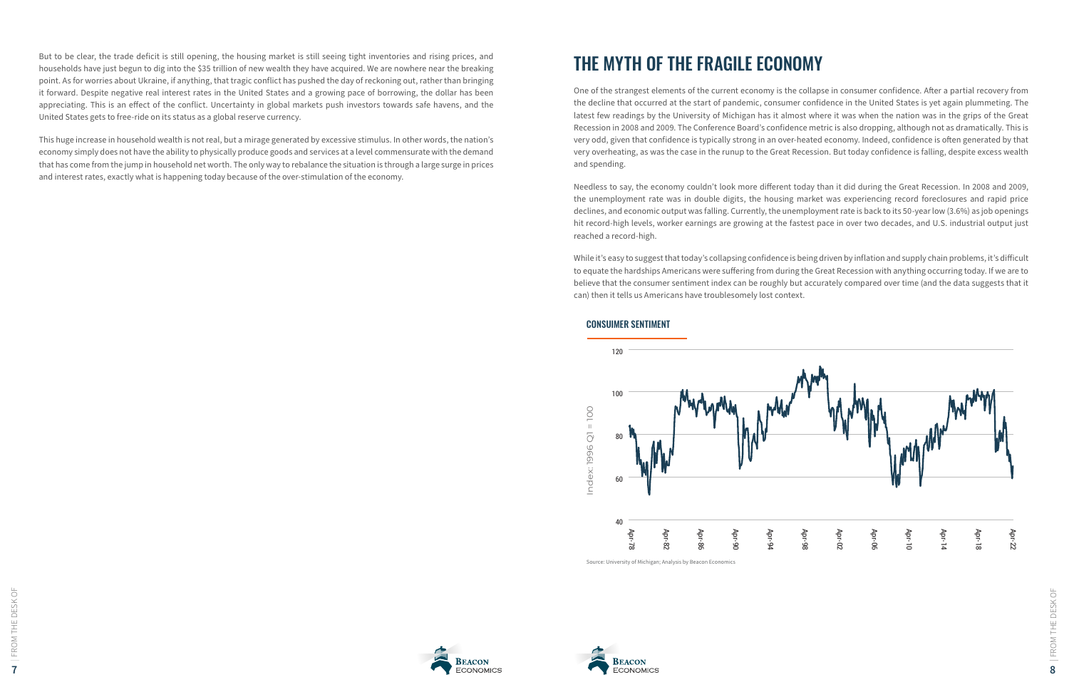But to be clear, the trade deficit is still opening, the housing market is still seeing tight inventories and rising prices, and households have just begun to dig into the $35 trillion of new wealth they have acquired. We are nowhere near the breaking point. As for worries about Ukraine, if anything, that tragic conflict has pushed the day of reckoning out, rather than bringing it forward. Despite negative real interest rates in the United States and a growing pace of borrowing, the dollar has been appreciating. This is an effect of the conflict. Uncertainty in global markets push investors towards safe havens, and the United States gets to free-ride on its status as a global reserve currency.

This huge increase in household wealth is not real, but a mirage generated by excessive stimulus. In other words, the nation's economy simply does not have the ability to physically produce goods and services at a level commensurate with the demand that has come from the jump in household net worth. The only way to rebalance the situation is through a large surge in prices and interest rates, exactly what is happening today because of the over-stimulation of the economy.

# THE MYTH OF THE FRAGILE ECONOMY

One of the strangest elements of the current economy is the collapse in consumer confidence. After a partial recovery from the decline that occurred at the start of pandemic, consumer confidence in the United States is yet again plummeting. The latest few readings by the University of Michigan has it almost where it was when the nation was in the grips of the Great Recession in 2008 and 2009. The Conference Board's confidence metric is also dropping, although not as dramatically. This is very odd, given that confidence is typically strong in an over-heated economy. Indeed, confidence is often generated by that very overheating, as was the case in the runup to the Great Recession. But today confidence is falling, despite excess wealth and spending.

Needless to say, the economy couldn't look more different today than it did during the Great Recession. In 2008 and 2009, the unemployment rate was in double digits, the housing market was experiencing record foreclosures and rapid price declines, and economic output was falling. Currently, the unemployment rate is back to its 50-year low (3.6%) as job openings hit record-high levels, worker earnings are growing at the fastest pace in over two decades, and U.S. industrial output just reached a record-high.

While it's easy to suggest that today's collapsing confidence is being driven by inflation and supply chain problems, it's difficult to equate the hardships Americans were suffering from during the Great Recession with anything occurring today. If we are to believe that the consumer sentiment index can be roughly but accurately compared over time (and the data suggests that it can) then it tells us Americans have troublesomely lost context.

## CONSUIMER SENTIMENT

Source: University of Michigan; Analysis by Beacon Economics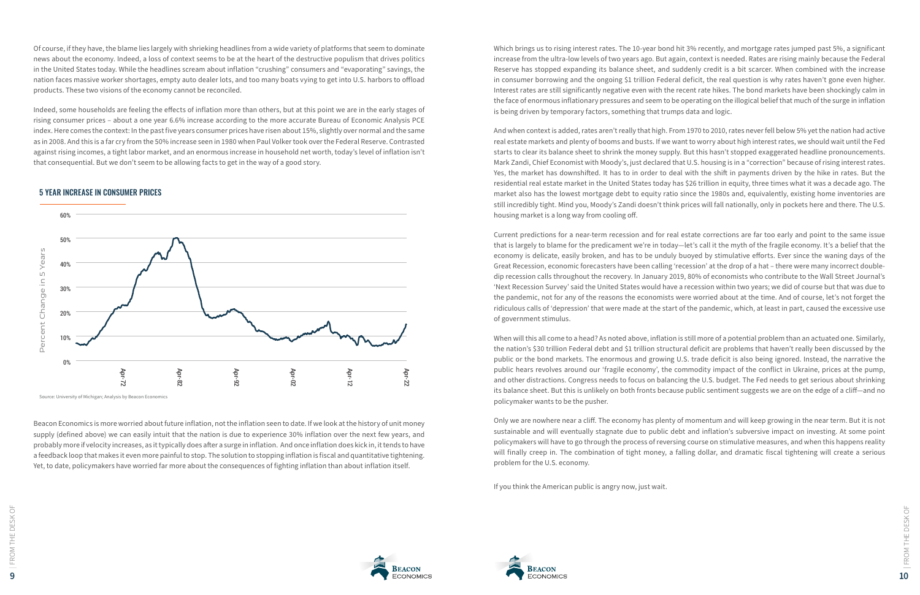Of course, if they have, the blame lies largely with shrieking headlines from a wide variety of platforms that seem to dominate news about the economy. Indeed, a loss of context seems to be at the heart of the destructive populism that drives politics in the United States today. While the headlines scream about inflation "crushing" consumers and "evaporating" savings, the nation faces massive worker shortages, empty auto dealer lots, and too many boats vying to get into U.S. harbors to offload products. These two visions of the economy cannot be reconciled.

Indeed, some households are feeling the effects of inflation more than others, but at this point we are in the early stages of rising consumer prices – about a one year 6.6% increase according to the more accurate Bureau of Economic Analysis PCE index. Here comes the context: In the past five years consumer prices have risen about 15%, slightly over normal and the same as in 2008. And this is a far cry from the 50% increase seen in 1980 when Paul Volker took over the Federal Reserve. Contrasted against rising incomes, a tight labor market, and an enormous increase in household net worth, today's level of inflation isn't that consequential. But we don't seem to be allowing facts to get in the way of a good story.

### 5 YEAR INCREASE IN CONSUMER PRICES

Percent Change in 5 Years

60%
50%
40%
30%
20%
10%
0%

Apr-72
Apr-82
Apr-92
Apr-02
Apr-12
Apr-22

Source: University of Michigan; Analysis by Beacon Economics

Beacon Economics is more worried about future inflation, not the inflation seen to date. If we look at the history of unit money supply (defined above) we can easily intuit that the nation is due to experience 30% inflation over the next few years, and probably more if velocity increases, as it typically does after a surge in inflation. And once inflation does kick in, it tends to have a feedback loop that makes it even more painful to stop. The solution to stopping inflation is fiscal and quantitative tightening. Yet, to date, policymakers have worried far more about the consequences of fighting inflation than about inflation itself.

Which brings us to rising interest rates. The 10-year bond hit 3% recently, and mortgage rates jumped past 5%, a significant increase from the ultra-low levels of two years ago. But again, context is needed. Rates are rising mainly because the Federal Reserve has stopped expanding its balance sheet, and suddenly credit is a bit scarcer. When combined with the increase in consumer borrowing and the ongoing $1 trillion Federal deficit, the real question is why rates haven't gone even higher. Interest rates are still significantly negative even with the recent rate hikes. The bond markets have been shockingly calm in the face of enormous inflationary pressures and seem to be operating on the illogical belief that much of the surge in inflation is being driven by temporary factors, something that trumps data and logic.

And when context is added, rates aren't really that high. From 1970 to 2010, rates never fell below 5% yet the nation had active real estate markets and plenty of booms and busts. If we want to worry about high interest rates, we should wait until the Fed starts to clear its balance sheet to shrink the money supply. But this hasn't stopped exaggerated headline pronouncements. Mark Zandi, Chief Economist with Moody's, just declared that U.S. housing is in a "correction" because of rising interest rates. Yes, the market has downshifted. It has to in order to deal with the shift in payments driven by the hike in rates. But the residential real estate market in the United States today has $26 trillion in equity, three times what it was a decade ago. The market also has the lowest mortgage debt to equity ratio since the 1980s and, equivalently, existing home inventories are still incredibly tight. Mind you, Moody's Zandi doesn't think prices will fall nationally, only in pockets here and there. The U.S. housing market is a long way from cooling off.

Current predictions for a near-term recession and for real estate corrections are far too early and point to the same issue that is largely to blame for the predicament we're in today—let's call it the myth of the fragile economy. It's a belief that the economy is delicate, easily broken, and has to be unduly buoyed by stimulative efforts. Ever since the waning days of the Great Recession, economic forecasters have been calling 'recession' at the drop of a hat – there were many incorrect double-dip recession calls throughout the recovery. In January 2019, 80% of economists who contribute to the Wall Street Journal's 'Next Recession Survey' said the United States would have a recession within two years; we did of course but that was due to the pandemic, not for any of the reasons the economists were worried about at the time. And of course, let's not forget the ridiculous calls of 'depression' that were made at the start of the pandemic, which, at least in part, caused the excessive use of government stimulus.

When will this all come to a head? As noted above, inflation is still more of a potential problem than an actuated one. Similarly, the nation's $30 trillion Federal debt and $1 trillion structural deficit are problems that haven't really been discussed by the public or the bond markets. The enormous and growing U.S. trade deficit is also being ignored. Instead, the narrative the public hears revolves around our 'fragile economy', the commodity impact of the conflict in Ukraine, prices at the pump, and other distractions. Congress needs to focus on balancing the U.S. budget. The Fed needs to get serious about shrinking its balance sheet. But this is unlikely on both fronts because public sentiment suggests we are on the edge of a cliff—and no policymaker wants to be the pusher.

Only we are nowhere near a cliff. The economy has plenty of momentum and will keep growing in the near term. But it is not sustainable and will eventually stagnate due to public debt and inflation's subversive impact on investing. At some point policymakers will have to go through the process of reversing course on stimulative measures, and when this happens reality will finally creep in. The combination of tight money, a falling dollar, and dramatic fiscal tightening will create a serious problem for the U.S. economy.

If you think the American public is angry now, just wait.